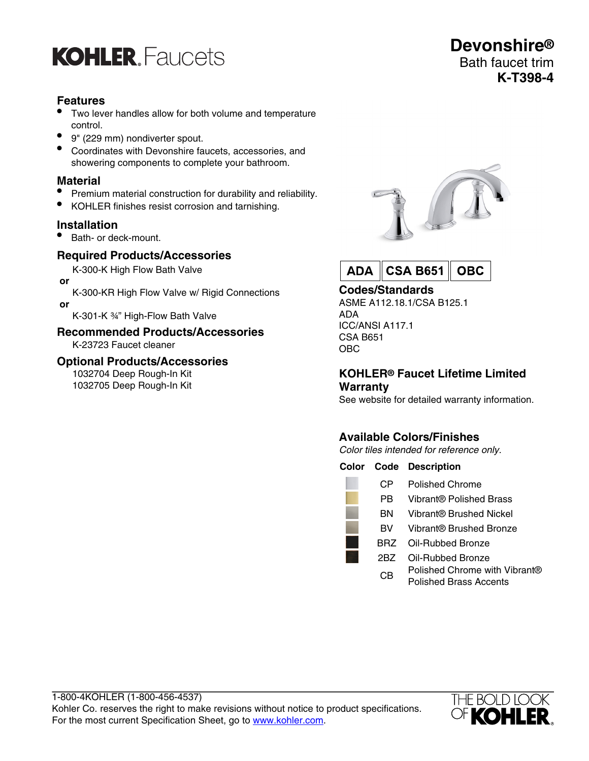# KOHLER. Faucets

# Devonshire®

Bath faucet trim

**K-T398-4**

## Features

- Two lever handles allow for both volume and temperature control.
- 9" (229 mm) nondiverter spout.
- Coordinates with Devonshire faucets, accessories, and showering components to complete your bathroom.

## Material

- Premium material construction for durability and reliability.
- KOHLER finishes resist corrosion and tarnishing.

## Installation

- Bath- or deck-mount.

## Required Products/Accessories

K-300-K High Flow Bath Valve

**or**

K-300-KR High Flow Valve w/ Rigid Connections

**or**

K-301-K ¾" High-Flow Bath Valve

## Recommended Products/Accessories

K-23723 Faucet cleaner

## Optional Products/Accessories

1032704 Deep Rough-In Kit

1032705 Deep Rough-In Kit

**ADA** | **CSA B651** | **OBC**

## Codes/Standards

ASME A112.18.1/CSA B125.1

ADA

ICC/ANSI A117.1

CSA B651

OBC

## KOHLER® Faucet Lifetime Limited Warranty

See website for detailed warranty information.

## Available Colors/Finishes

*Color tiles intended for reference only.*

| Color | Code | Description |
|---|---|---|
| | CP | Polished Chrome |
| | PB | Vibrant® Polished Brass |
| | BN | Vibrant® Brushed Nickel |
| | BV | Vibrant® Brushed Bronze |
| | BRZ | Oil-Rubbed Bronze |
| | 2BZ | Oil-Rubbed Bronze |
| | CB | Polished Chrome with Vibrant® Polished Brass Accents |

1-800-4KOHLER (1-800-456-4537)

Kohler Co. reserves the right to make revisions without notice to product specifications.

For the most current Specification Sheet, go to www.kohler.com.

THE BOLD LOOK OF KOHLER.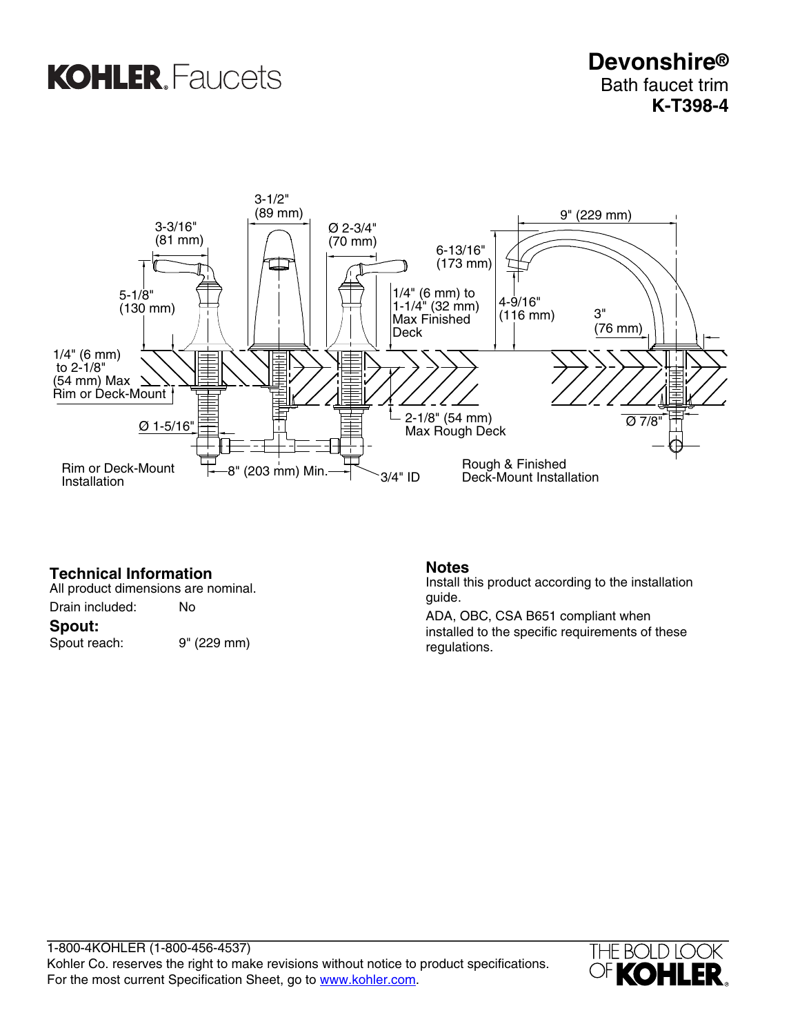# KOHLER. Faucets

## Devonshire®

Bath faucet trim

**K-T398-4**

3-1/2"
(89 mm)

3-3/16"
(81 mm)

Ø 2-3/4"
(70 mm)

9" (229 mm)

6-13/16"
(173 mm)

5-1/8"
(130 mm)

1/4" (6 mm) to
1-1/4" (32 mm)
Max Finished
Deck

4-9/16"
(116 mm)

3"
(76 mm)

1/4" (6 mm)
to 2-1/8"
(54 mm) Max
Rim or Deck-Mount

Ø 1-5/16"

2-1/8" (54 mm)
Max Rough Deck

Ø 7/8"

Rim or Deck-Mount
Installation

8" (203 mm) Min.

3/4" ID

Rough & Finished
Deck-Mount Installation

### Technical Information

All product dimensions are nominal.

| | |
|---|---|
| Drain included: | No |

### Spout:

| | |
|---|---|
| Spout reach: | 9" (229 mm) |

### Notes

Install this product according to the installation guide.

ADA, OBC, CSA B651 compliant when installed to the specific requirements of these regulations.

1-800-4KOHLER (1-800-456-4537)
Kohler Co. reserves the right to make revisions without notice to product specifications.
For the most current Specification Sheet, go to www.kohler.com.

THE BOLD LOOK OF KOHLER.